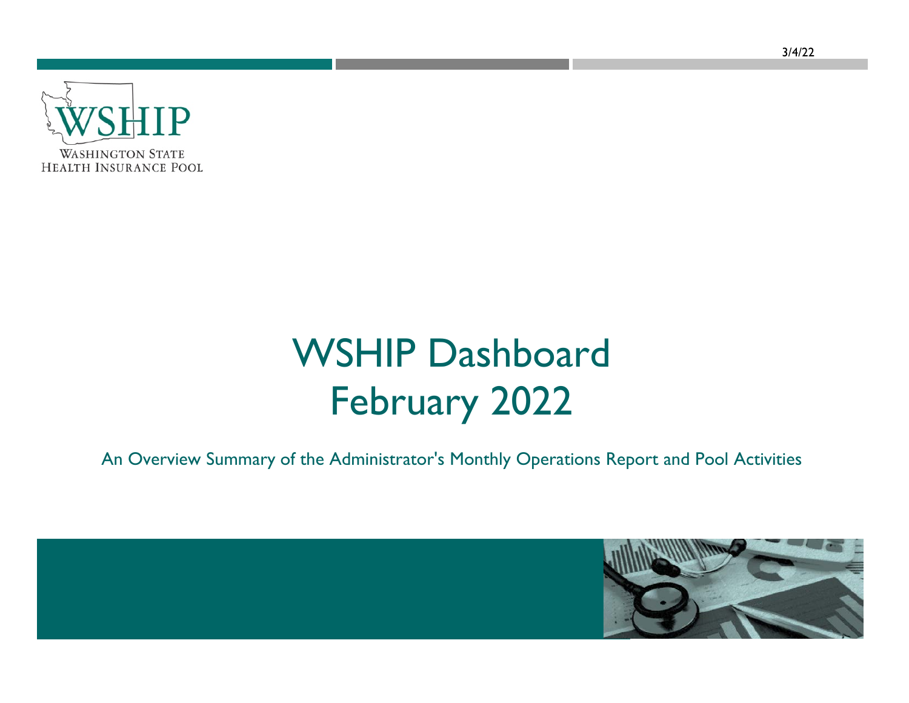3/4/22

WSHIP

WASHINGTON STATE
HEALTH INSURANCE POOL

# WSHIP Dashboard
# February 2022

An Overview Summary of the Administrator's Monthly Operations Report and Pool Activities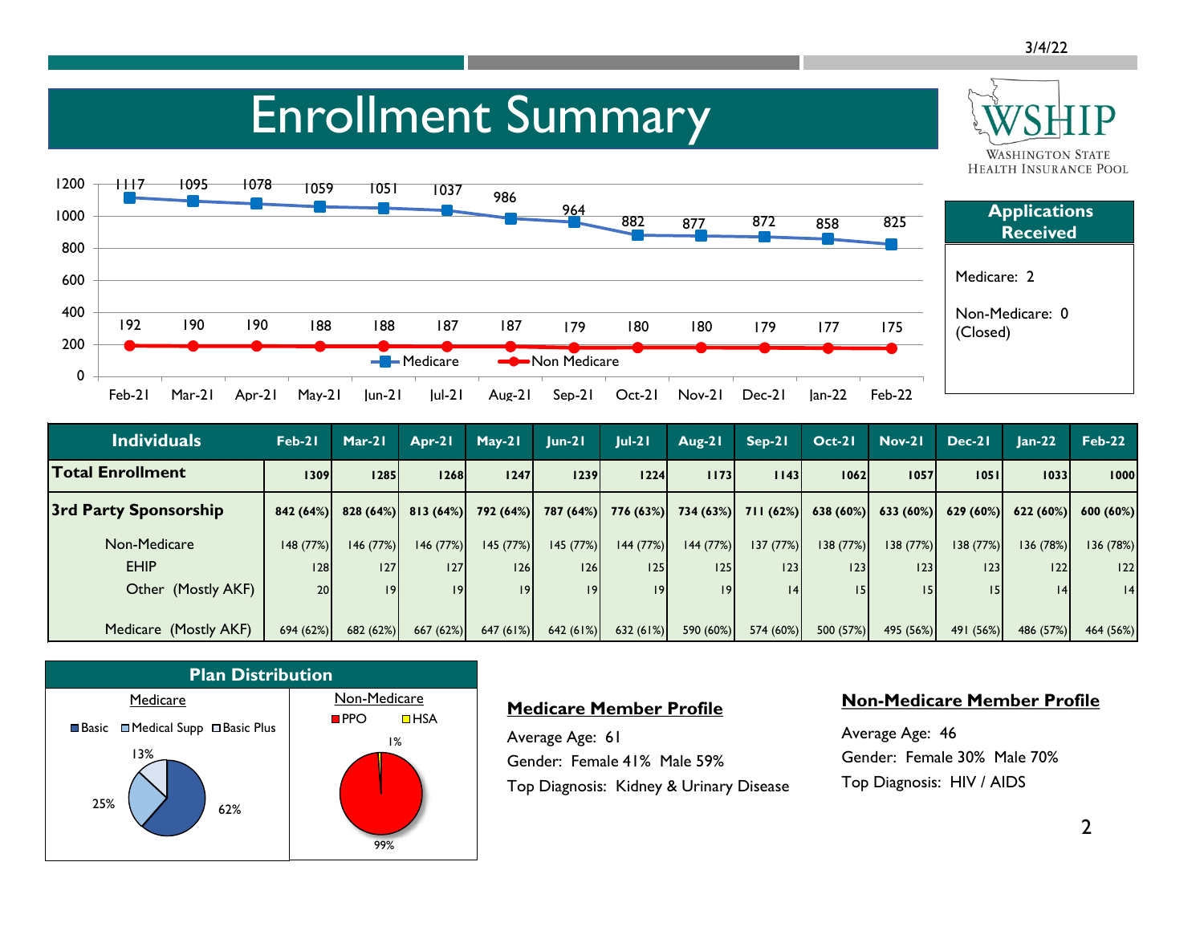3/4/22

# Enrollment Summary

WSHIP
Washington State Health Insurance Pool

| | Feb-21 | Mar-21 | Apr-21 | May-21 | Jun-21 | Jul-21 | Aug-21 | Sep-21 | Oct-21 | Nov-21 | Dec-21 | Jan-22 | Feb-22 |
|---|---|---|---|---|---|---|---|---|---|---|---|---|---|
| Medicare | 1117 | 1095 | 1078 | 1059 | 1051 | 1037 | 986 | 964 | 882 | 877 | 872 | 858 | 825 |
| Non Medicare | 192 | 190 | 190 | 188 | 188 | 187 | 187 | 179 | 180 | 180 | 179 | 177 | 175 |

## Applications Received

Medicare: 2

Non-Medicare: 0 (Closed)

| Individuals | Feb-21 | Mar-21 | Apr-21 | May-21 | Jun-21 | Jul-21 | Aug-21 | Sep-21 | Oct-21 | Nov-21 | Dec-21 | Jan-22 | Feb-22 |
|---|---|---|---|---|---|---|---|---|---|---|---|---|---|
| **Total Enrollment** | **1309** | **1285** | **1268** | **1247** | **1239** | **1224** | **1173** | **1143** | **1062** | **1057** | **1051** | **1033** | **1000** |
| **3rd Party Sponsorship** | **842 (64%)** | **828 (64%)** | **813 (64%)** | **792 (64%)** | **787 (64%)** | **776 (63%)** | **734 (63%)** | **711 (62%)** | **638 (60%)** | **633 (60%)** | **629 (60%)** | **622 (60%)** | **600 (60%)** |
| Non-Medicare | 148 (77%) | 146 (77%) | 146 (77%) | 145 (77%) | 145 (77%) | 144 (77%) | 144 (77%) | 137 (77%) | 138 (77%) | 138 (77%) | 138 (77%) | 136 (78%) | 136 (78%) |
| EHIP | 128 | 127 | 127 | 126 | 126 | 125 | 125 | 123 | 123 | 123 | 123 | 122 | 122 |
| Other (Mostly AKF) | 20 | 19 | 19 | 19 | 19 | 19 | 19 | 14 | 15 | 15 | 15 | 14 | 14 |
| Medicare (Mostly AKF) | 694 (62%) | 682 (62%) | 667 (62%) | 647 (61%) | 642 (61%) | 632 (61%) | 590 (60%) | 574 (60%) | 500 (57%) | 495 (56%) | 491 (56%) | 486 (57%) | 464 (56%) |

## Plan Distribution

| Medicare | |
|---|---|
| Basic | 62% |
| Medical Supp | 25% |
| Basic Plus | 13% |

| Non-Medicare | |
|---|---|
| PPO | 99% |
| HSA | 1% |

### Medicare Member Profile

Average Age: 61

Gender: Female 41% Male 59%

Top Diagnosis: Kidney & Urinary Disease

### Non-Medicare Member Profile

Average Age: 46

Gender: Female 30% Male 70%

Top Diagnosis: HIV / AIDS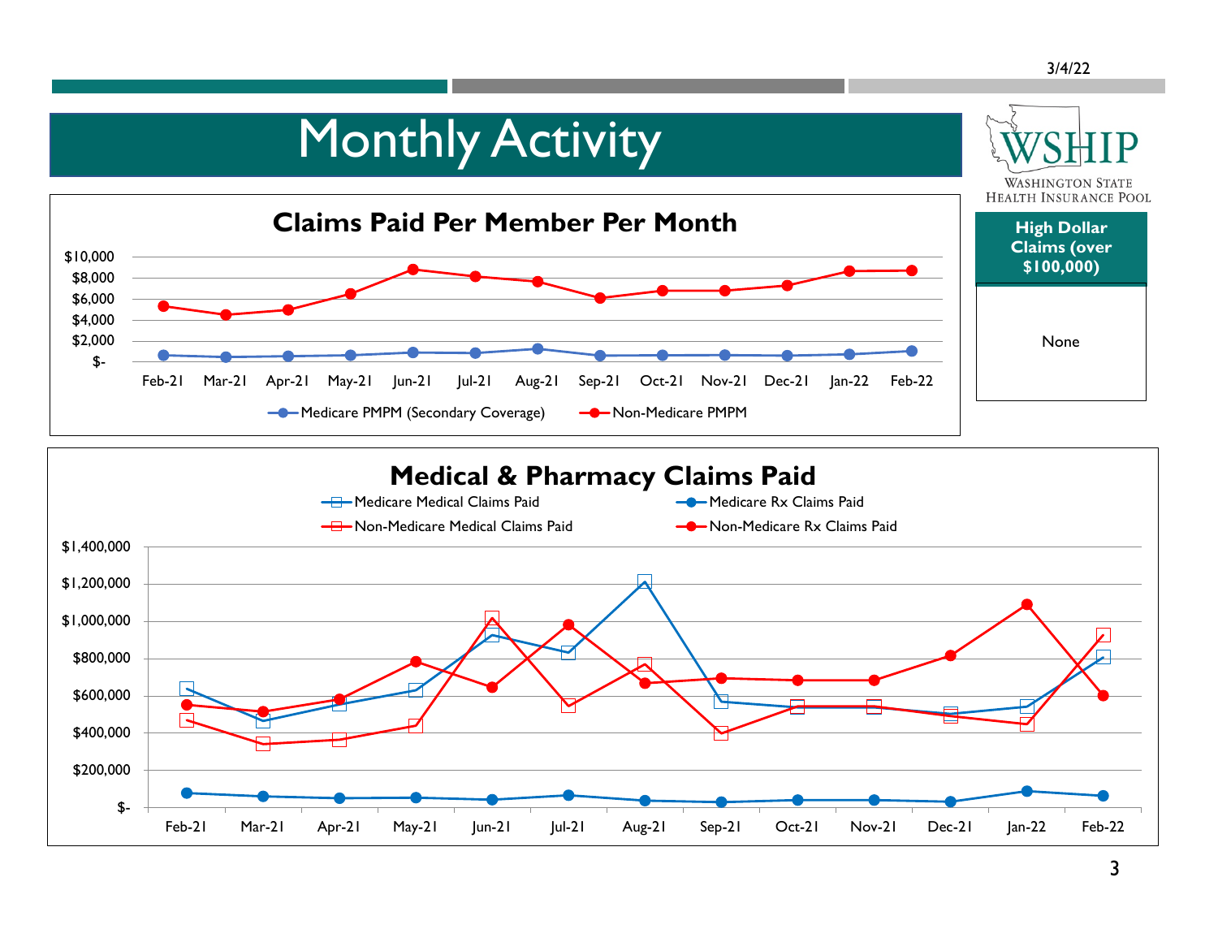# Monthly Activity

WSHIP
WASHINGTON STATE HEALTH INSURANCE POOL

## Claims Paid Per Member Per Month

$10,000
$8,000
$6,000
$4,000
$2,000
$-

Feb-21 Mar-21 Apr-21 May-21 Jun-21 Jul-21 Aug-21 Sep-21 Oct-21 Nov-21 Dec-21 Jan-22 Feb-22

Medicare PMPM (Secondary Coverage) — Non-Medicare PMPM

| High Dollar Claims (over $100,000) |
|---|
| None |

## Medical & Pharmacy Claims Paid

Medicare Medical Claims Paid — Medicare Rx Claims Paid — Non-Medicare Medical Claims Paid — Non-Medicare Rx Claims Paid

$1,400,000
$1,200,000
$1,000,000
$800,000
$600,000
$400,000
$200,000
$-

Feb-21 Mar-21 Apr-21 May-21 Jun-21 Jul-21 Aug-21 Sep-21 Oct-21 Nov-21 Dec-21 Jan-22 Feb-22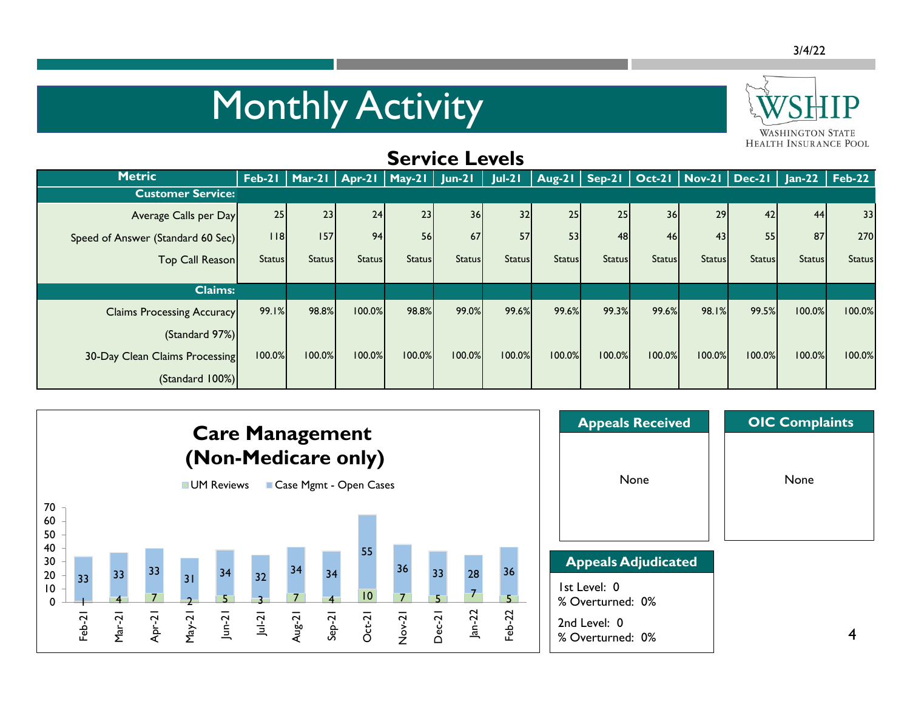# Monthly Activity

WSHIP
WASHINGTON STATE HEALTH INSURANCE POOL

## Service Levels

| Metric | Feb-21 | Mar-21 | Apr-21 | May-21 | Jun-21 | Jul-21 | Aug-21 | Sep-21 | Oct-21 | Nov-21 | Dec-21 | Jan-22 | Feb-22 |
|---|---|---|---|---|---|---|---|---|---|---|---|---|---|
| **Customer Service:** | | | | | | | | | | | | | |
| Average Calls per Day | 25 | 23 | 24 | 23 | 36 | 32 | 25 | 25 | 36 | 29 | 42 | 44 | 33 |
| Speed of Answer (Standard 60 Sec) | 118 | 157 | 94 | 56 | 67 | 57 | 53 | 48 | 46 | 43 | 55 | 87 | 270 |
| Top Call Reason | Status | Status | Status | Status | Status | Status | Status | Status | Status | Status | Status | Status | Status |
| **Claims:** | | | | | | | | | | | | | |
| Claims Processing Accuracy (Standard 97%) | 99.1% | 98.8% | 100.0% | 98.8% | 99.0% | 99.6% | 99.6% | 99.3% | 99.6% | 98.1% | 99.5% | 100.0% | 100.0% |
| 30-Day Clean Claims Processing (Standard 100%) | 100.0% | 100.0% | 100.0% | 100.0% | 100.0% | 100.0% | 100.0% | 100.0% | 100.0% | 100.0% | 100.0% | 100.0% | 100.0% |

## Care Management (Non-Medicare only)

| Month | UM Reviews | Case Mgmt - Open Cases |
|---|---|---|
| Feb-21 | 1 | 33 |
| Mar-21 | 4 | 33 |
| Apr-21 | 7 | 33 |
| May-21 | 2 | 31 |
| Jun-21 | 5 | 34 |
| Jul-21 | 3 | 32 |
| Aug-21 | 7 | 34 |
| Sep-21 | 4 | 34 |
| Oct-21 | 10 | 55 |
| Nov-21 | 7 | 36 |
| Dec-21 | 5 | 33 |
| Jan-22 | 7 | 28 |
| Feb-22 | 5 | 36 |

### Appeals Received

None

### OIC Complaints

None

### Appeals Adjudicated

1st Level: 0
% Overturned: 0%

2nd Level: 0
% Overturned: 0%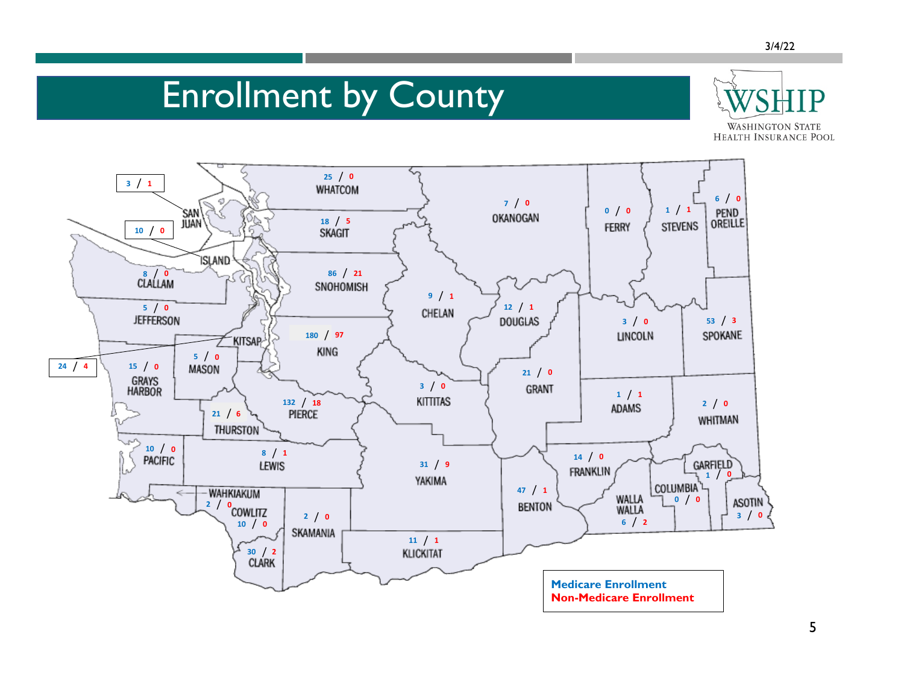# Enrollment by County

WSHIP
WASHINGTON STATE
HEALTH INSURANCE POOL

3 / 1
SAN JUAN

10 / 0
ISLAND

25 / 0
WHATCOM

7 / 0
OKANOGAN

0 / 0
FERRY

1 / 1
STEVENS

6 / 0
PEND OREILLE

18 / 5
SKAGIT

8 / 0
CLALLAM

86 / 21
SNOHOMISH

9 / 1
CHELAN

12 / 1
DOUGLAS

5 / 0
JEFFERSON

3 / 0
LINCOLN

53 / 3
SPOKANE

24 / 4
KITSAP

180 / 97
KING

15 / 0
GRAYS HARBOR

5 / 0
MASON

3 / 0
KITTITAS

21 / 0
GRANT

1 / 1
ADAMS

132 / 18
PIERCE

21 / 6
THURSTON

2 / 0
WHITMAN

10 / 0
PACIFIC

8 / 1
LEWIS

31 / 9
YAKIMA

14 / 0
FRANKLIN

GARFIELD
1 / 0

47 / 1
BENTON

WALLA WALLA
6 / 2

COLUMBIA
0 / 0

ASOTIN
3 / 0

WAHKIAKUM
2 / 0

COWLITZ
10 / 0

2 / 0
SKAMANIA

11 / 1
KLICKITAT

30 / 2
CLARK

Medicare Enrollment
Non-Medicare Enrollment